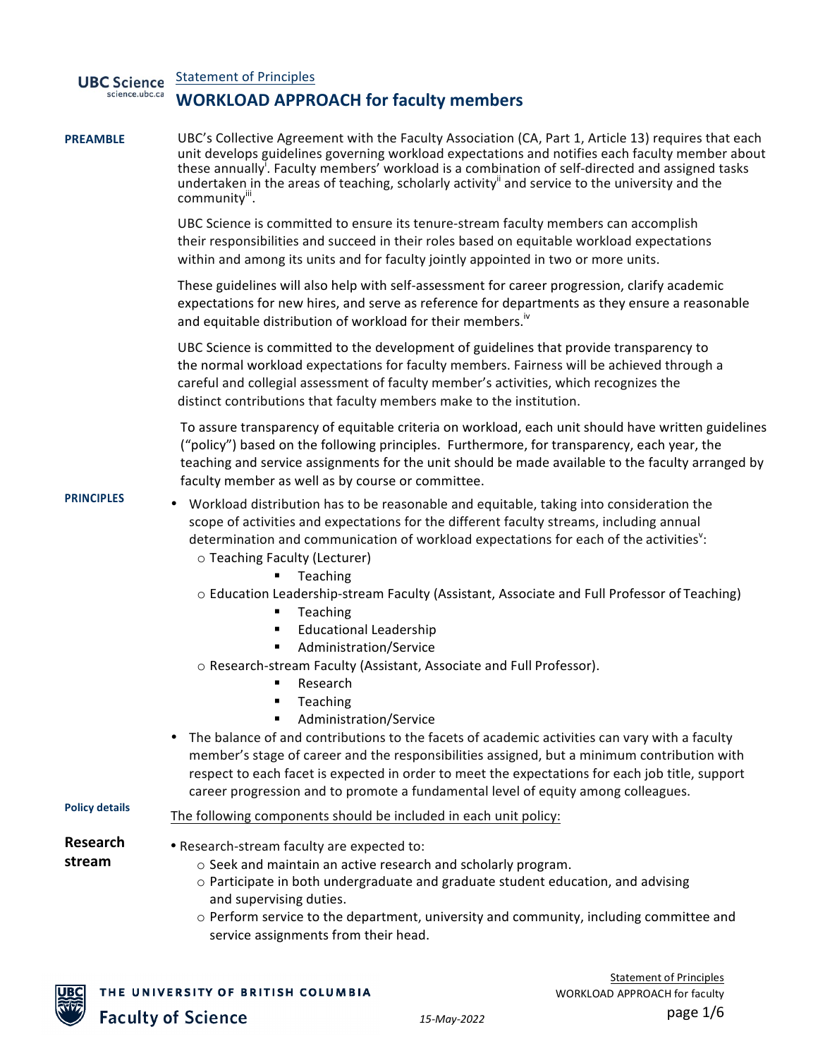UBC Science
science.ubc.ca

Statement of Principles

# WORKLOAD APPROACH for faculty members

**PREAMBLE**

UBC's Collective Agreement with the Faculty Association (CA, Part 1, Article 13) requires that each unit develops guidelines governing workload expectations and notifies each faculty member about these annually[i]. Faculty members' workload is a combination of self-directed and assigned tasks undertaken in the areas of teaching, scholarly activity[ii] and service to the university and the community[iii].

UBC Science is committed to ensure its tenure-stream faculty members can accomplish their responsibilities and succeed in their roles based on equitable workload expectations within and among its units and for faculty jointly appointed in two or more units.

These guidelines will also help with self-assessment for career progression, clarify academic expectations for new hires, and serve as reference for departments as they ensure a reasonable and equitable distribution of workload for their members.[iv]

UBC Science is committed to the development of guidelines that provide transparency to the normal workload expectations for faculty members. Fairness will be achieved through a careful and collegial assessment of faculty member's activities, which recognizes the distinct contributions that faculty members make to the institution.

To assure transparency of equitable criteria on workload, each unit should have written guidelines ("policy") based on the following principles. Furthermore, for transparency, each year, the teaching and service assignments for the unit should be made available to the faculty arranged by faculty member as well as by course or committee.

**PRINCIPLES**

- Workload distribution has to be reasonable and equitable, taking into consideration the scope of activities and expectations for the different faculty streams, including annual determination and communication of workload expectations for each of the activities[v]:
  - Teaching Faculty (Lecturer)
    - Teaching
  - Education Leadership-stream Faculty (Assistant, Associate and Full Professor of Teaching)
    - Teaching
    - Educational Leadership
    - Administration/Service
  - Research-stream Faculty (Assistant, Associate and Full Professor).
    - Research
    - Teaching
    - Administration/Service
- The balance of and contributions to the facets of academic activities can vary with a faculty member's stage of career and the responsibilities assigned, but a minimum contribution with respect to each facet is expected in order to meet the expectations for each job title, support career progression and to promote a fundamental level of equity among colleagues.

**Policy details**

The following components should be included in each unit policy:

**Research stream**

- Research-stream faculty are expected to:
  - Seek and maintain an active research and scholarly program.
  - Participate in both undergraduate and graduate student education, and advising and supervising duties.
  - Perform service to the department, university and community, including committee and service assignments from their head.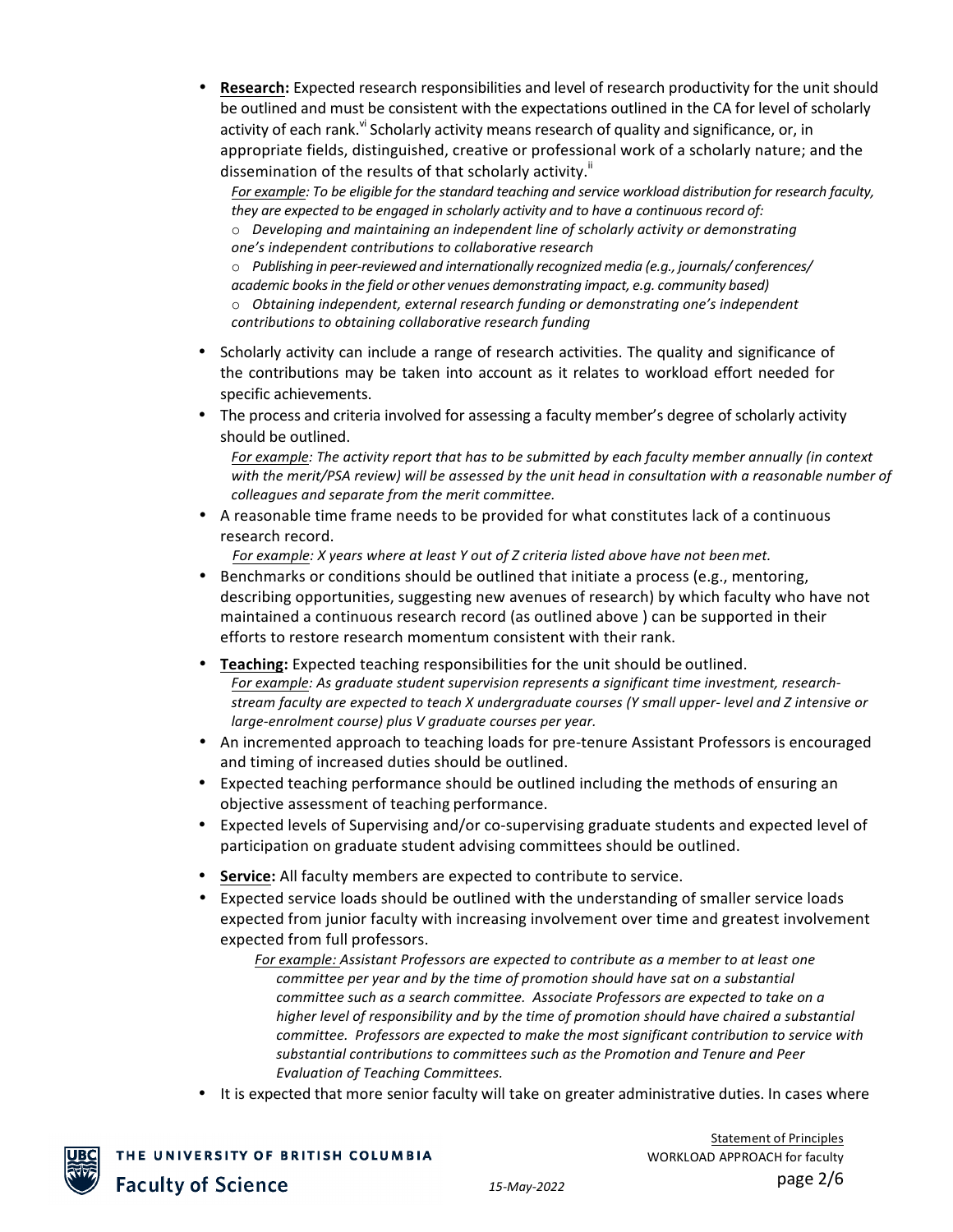- **Research:** Expected research responsibilities and level of research productivity for the unit should be outlined and must be consistent with the expectations outlined in the CA for level of scholarly activity of each rank.[vi] Scholarly activity means research of quality and significance, or, in appropriate fields, distinguished, creative or professional work of a scholarly nature; and the dissemination of the results of that scholarly activity.[ii]

  *For example: To be eligible for the standard teaching and service workload distribution for research faculty, they are expected to be engaged in scholarly activity and to have a continuous record of:*
  - *Developing and maintaining an independent line of scholarly activity or demonstrating one's independent contributions to collaborative research*
  - *Publishing in peer-reviewed and internationally recognized media (e.g., journals/ conferences/ academic books in the field or other venues demonstrating impact, e.g. community based)*
  - *Obtaining independent, external research funding or demonstrating one's independent contributions to obtaining collaborative research funding*
- Scholarly activity can include a range of research activities. The quality and significance of the contributions may be taken into account as it relates to workload effort needed for specific achievements.
- The process and criteria involved for assessing a faculty member's degree of scholarly activity should be outlined.

  *For example: The activity report that has to be submitted by each faculty member annually (in context with the merit/PSA review) will be assessed by the unit head in consultation with a reasonable number of colleagues and separate from the merit committee.*
- A reasonable time frame needs to be provided for what constitutes lack of a continuous research record.

  *For example: X years where at least Y out of Z criteria listed above have not been met.*
- Benchmarks or conditions should be outlined that initiate a process (e.g., mentoring, describing opportunities, suggesting new avenues of research) by which faculty who have not maintained a continuous research record (as outlined above ) can be supported in their efforts to restore research momentum consistent with their rank.
- **Teaching:** Expected teaching responsibilities for the unit should be outlined.

  *For example: As graduate student supervision represents a significant time investment, research-stream faculty are expected to teach X undergraduate courses (Y small upper- level and Z intensive or large-enrolment course) plus V graduate courses per year.*
- An incremented approach to teaching loads for pre-tenure Assistant Professors is encouraged and timing of increased duties should be outlined.
- Expected teaching performance should be outlined including the methods of ensuring an objective assessment of teaching performance.
- Expected levels of Supervising and/or co-supervising graduate students and expected level of participation on graduate student advising committees should be outlined.
- **Service:** All faculty members are expected to contribute to service.
- Expected service loads should be outlined with the understanding of smaller service loads expected from junior faculty with increasing involvement over time and greatest involvement expected from full professors.

  *For example: Assistant Professors are expected to contribute as a member to at least one committee per year and by the time of promotion should have sat on a substantial committee such as a search committee. Associate Professors are expected to take on a higher level of responsibility and by the time of promotion should have chaired a substantial committee. Professors are expected to make the most significant contribution to service with substantial contributions to committees such as the Promotion and Tenure and Peer Evaluation of Teaching Committees.*
- It is expected that more senior faculty will take on greater administrative duties. In cases where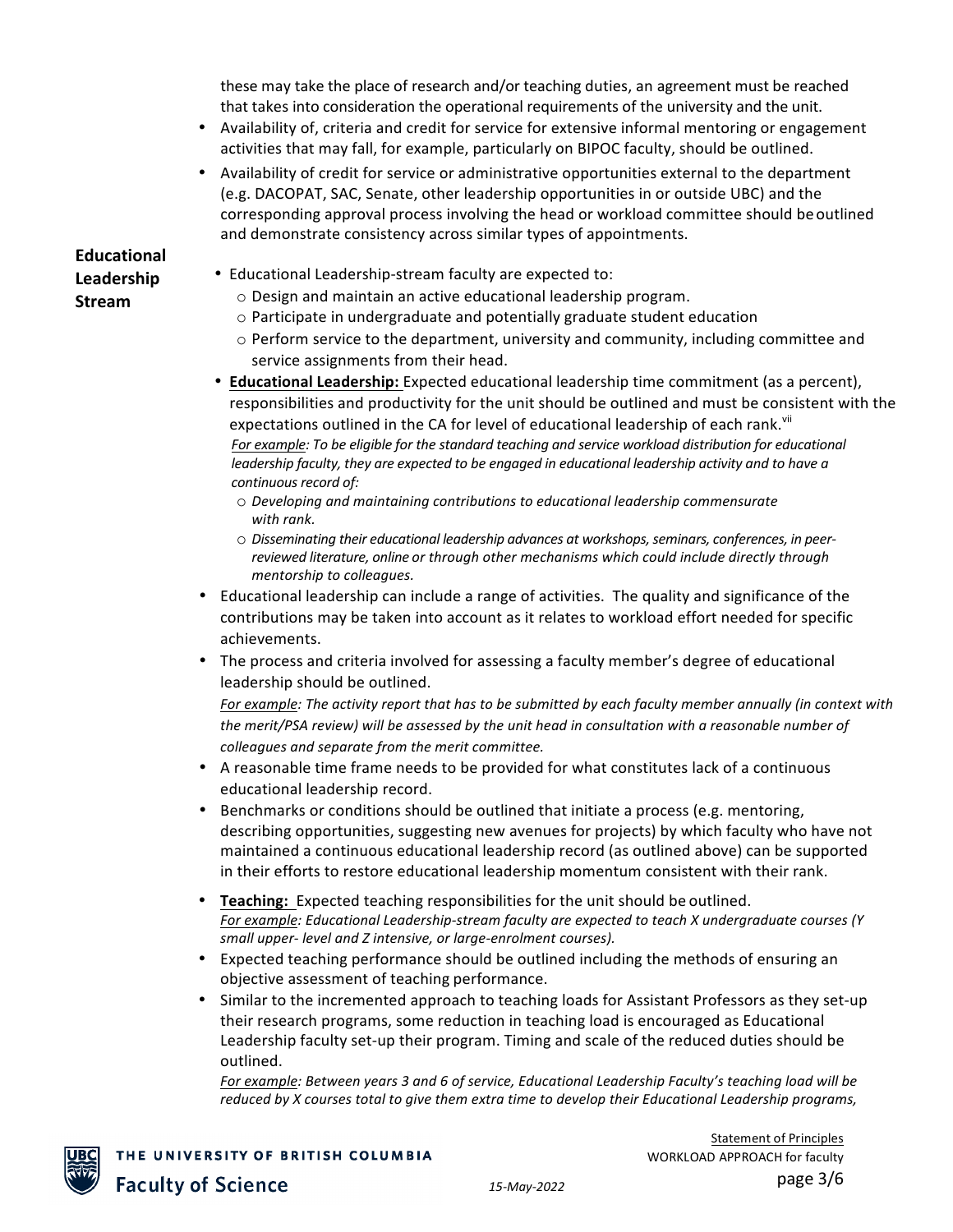these may take the place of research and/or teaching duties, an agreement must be reached that takes into consideration the operational requirements of the university and the unit.

- Availability of, criteria and credit for service for extensive informal mentoring or engagement activities that may fall, for example, particularly on BIPOC faculty, should be outlined.
- Availability of credit for service or administrative opportunities external to the department (e.g. DACOPAT, SAC, Senate, other leadership opportunities in or outside UBC) and the corresponding approval process involving the head or workload committee should be outlined and demonstrate consistency across similar types of appointments.

## Educational Leadership Stream

- Educational Leadership-stream faculty are expected to:
  - Design and maintain an active educational leadership program.
  - Participate in undergraduate and potentially graduate student education
  - Perform service to the department, university and community, including committee and service assignments from their head.
- **Educational Leadership:** Expected educational leadership time commitment (as a percent), responsibilities and productivity for the unit should be outlined and must be consistent with the expectations outlined in the CA for level of educational leadership of each rank.[vii]

  *For example: To be eligible for the standard teaching and service workload distribution for educational leadership faculty, they are expected to be engaged in educational leadership activity and to have a continuous record of:*
  - *Developing and maintaining contributions to educational leadership commensurate with rank.*
  - *Disseminating their educational leadership advances at workshops, seminars, conferences, in peer-reviewed literature, online or through other mechanisms which could include directly through mentorship to colleagues.*
- Educational leadership can include a range of activities. The quality and significance of the contributions may be taken into account as it relates to workload effort needed for specific achievements.
- The process and criteria involved for assessing a faculty member's degree of educational leadership should be outlined.

  *For example: The activity report that has to be submitted by each faculty member annually (in context with the merit/PSA review) will be assessed by the unit head in consultation with a reasonable number of colleagues and separate from the merit committee.*
- A reasonable time frame needs to be provided for what constitutes lack of a continuous educational leadership record.
- Benchmarks or conditions should be outlined that initiate a process (e.g. mentoring, describing opportunities, suggesting new avenues for projects) by which faculty who have not maintained a continuous educational leadership record (as outlined above) can be supported in their efforts to restore educational leadership momentum consistent with their rank.
- **Teaching:** Expected teaching responsibilities for the unit should be outlined.

  *For example: Educational Leadership-stream faculty are expected to teach X undergraduate courses (Y small upper- level and Z intensive, or large-enrolment courses).*
- Expected teaching performance should be outlined including the methods of ensuring an objective assessment of teaching performance.
- Similar to the incremented approach to teaching loads for Assistant Professors as they set-up their research programs, some reduction in teaching load is encouraged as Educational Leadership faculty set-up their program. Timing and scale of the reduced duties should be outlined.

  *For example: Between years 3 and 6 of service, Educational Leadership Faculty's teaching load will be reduced by X courses total to give them extra time to develop their Educational Leadership programs,*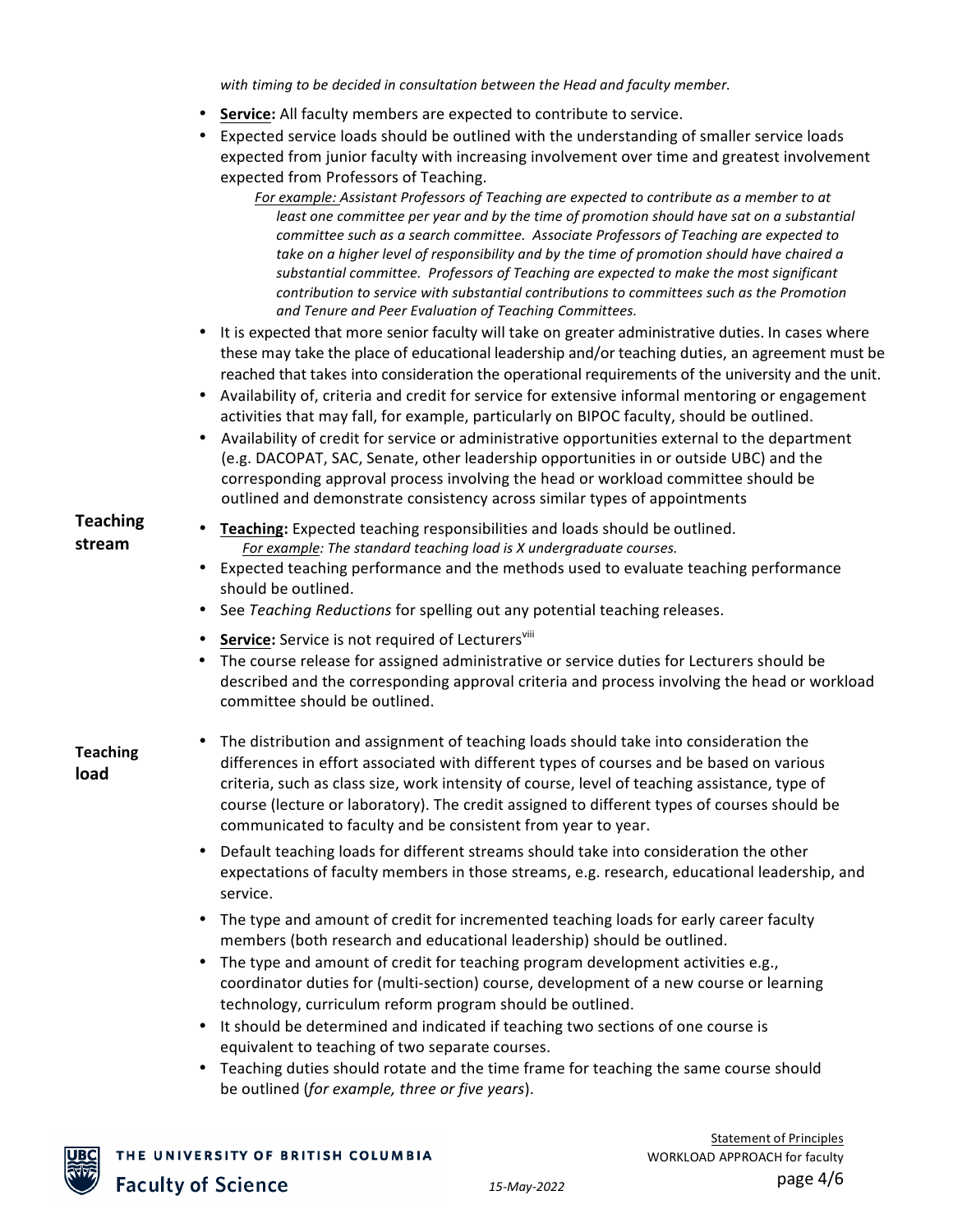*with timing to be decided in consultation between the Head and faculty member.*

- **Service:** All faculty members are expected to contribute to service.
- Expected service loads should be outlined with the understanding of smaller service loads expected from junior faculty with increasing involvement over time and greatest involvement expected from Professors of Teaching.
  - *For example: Assistant Professors of Teaching are expected to contribute as a member to at least one committee per year and by the time of promotion should have sat on a substantial committee such as a search committee. Associate Professors of Teaching are expected to take on a higher level of responsibility and by the time of promotion should have chaired a substantial committee. Professors of Teaching are expected to make the most significant contribution to service with substantial contributions to committees such as the Promotion and Tenure and Peer Evaluation of Teaching Committees.*
- It is expected that more senior faculty will take on greater administrative duties. In cases where these may take the place of educational leadership and/or teaching duties, an agreement must be reached that takes into consideration the operational requirements of the university and the unit.
- Availability of, criteria and credit for service for extensive informal mentoring or engagement activities that may fall, for example, particularly on BIPOC faculty, should be outlined.
- Availability of credit for service or administrative opportunities external to the department (e.g. DACOPAT, SAC, Senate, other leadership opportunities in or outside UBC) and the corresponding approval process involving the head or workload committee should be outlined and demonstrate consistency across similar types of appointments

**Teaching stream**

- **Teaching:** Expected teaching responsibilities and loads should be outlined.
  - *For example: The standard teaching load is X undergraduate courses.*
- Expected teaching performance and the methods used to evaluate teaching performance should be outlined.
- See *Teaching Reductions* for spelling out any potential teaching releases.
- **Service:** Service is not required of Lecturers[viii]
- The course release for assigned administrative or service duties for Lecturers should be described and the corresponding approval criteria and process involving the head or workload committee should be outlined.

**Teaching load**

- The distribution and assignment of teaching loads should take into consideration the differences in effort associated with different types of courses and be based on various criteria, such as class size, work intensity of course, level of teaching assistance, type of course (lecture or laboratory). The credit assigned to different types of courses should be communicated to faculty and be consistent from year to year.
- Default teaching loads for different streams should take into consideration the other expectations of faculty members in those streams, e.g. research, educational leadership, and service.
- The type and amount of credit for incremented teaching loads for early career faculty members (both research and educational leadership) should be outlined.
- The type and amount of credit for teaching program development activities e.g., coordinator duties for (multi-section) course, development of a new course or learning technology, curriculum reform program should be outlined.
- It should be determined and indicated if teaching two sections of one course is equivalent to teaching of two separate courses.
- Teaching duties should rotate and the time frame for teaching the same course should be outlined (*for example, three or five years*).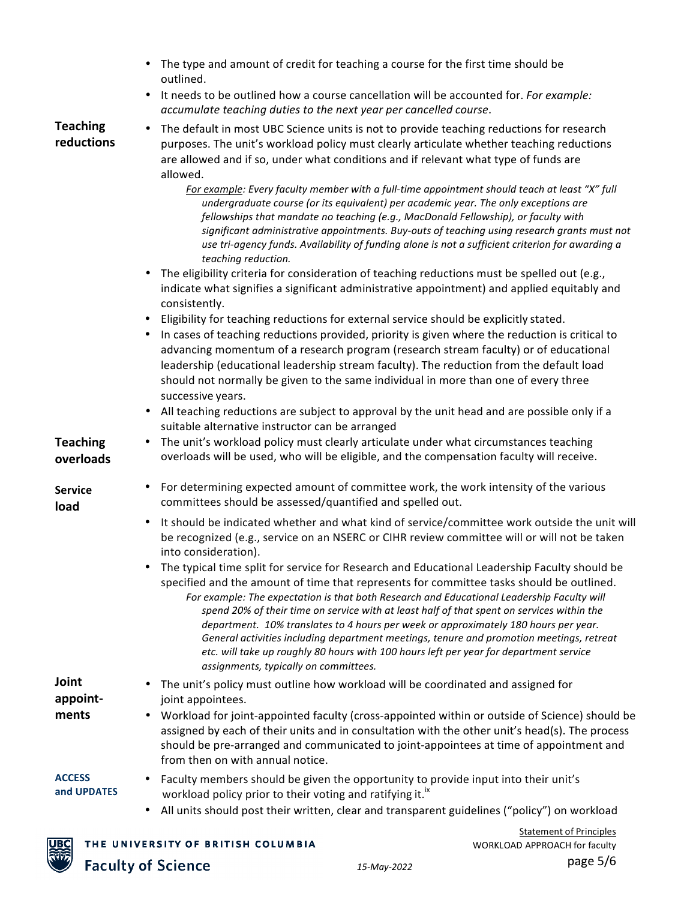- The type and amount of credit for teaching a course for the first time should be outlined.
- It needs to be outlined how a course cancellation will be accounted for. *For example: accumulate teaching duties to the next year per cancelled course*.

**Teaching reductions**

- The default in most UBC Science units is not to provide teaching reductions for research purposes. The unit's workload policy must clearly articulate whether teaching reductions are allowed and if so, under what conditions and if relevant what type of funds are allowed.

  *For example: Every faculty member with a full-time appointment should teach at least "X" full undergraduate course (or its equivalent) per academic year. The only exceptions are fellowships that mandate no teaching (e.g., MacDonald Fellowship), or faculty with significant administrative appointments. Buy-outs of teaching using research grants must not use tri-agency funds. Availability of funding alone is not a sufficient criterion for awarding a teaching reduction.*

- The eligibility criteria for consideration of teaching reductions must be spelled out (e.g., indicate what signifies a significant administrative appointment) and applied equitably and consistently.
- Eligibility for teaching reductions for external service should be explicitly stated.
- In cases of teaching reductions provided, priority is given where the reduction is critical to advancing momentum of a research program (research stream faculty) or of educational leadership (educational leadership stream faculty). The reduction from the default load should not normally be given to the same individual in more than one of every three successive years.
- All teaching reductions are subject to approval by the unit head and are possible only if a suitable alternative instructor can be arranged

**Teaching overloads**

- The unit's workload policy must clearly articulate under what circumstances teaching overloads will be used, who will be eligible, and the compensation faculty will receive.

**Service load**

- For determining expected amount of committee work, the work intensity of the various committees should be assessed/quantified and spelled out.
- It should be indicated whether and what kind of service/committee work outside the unit will be recognized (e.g., service on an NSERC or CIHR review committee will or will not be taken into consideration).
- The typical time split for service for Research and Educational Leadership Faculty should be specified and the amount of time that represents for committee tasks should be outlined.

  *For example: The expectation is that both Research and Educational Leadership Faculty will spend 20% of their time on service with at least half of that spent on services within the department. 10% translates to 4 hours per week or approximately 180 hours per year. General activities including department meetings, tenure and promotion meetings, retreat etc. will take up roughly 80 hours with 100 hours left per year for department service assignments, typically on committees.*

**Joint appointments**

- The unit's policy must outline how workload will be coordinated and assigned for joint appointees.
- Workload for joint-appointed faculty (cross-appointed within or outside of Science) should be assigned by each of their units and in consultation with the other unit's head(s). The process should be pre-arranged and communicated to joint-appointees at time of appointment and from then on with annual notice.

**ACCESS and UPDATES**

- Faculty members should be given the opportunity to provide input into their unit's workload policy prior to their voting and ratifying it.[ix]
- All units should post their written, clear and transparent guidelines ("policy") on workload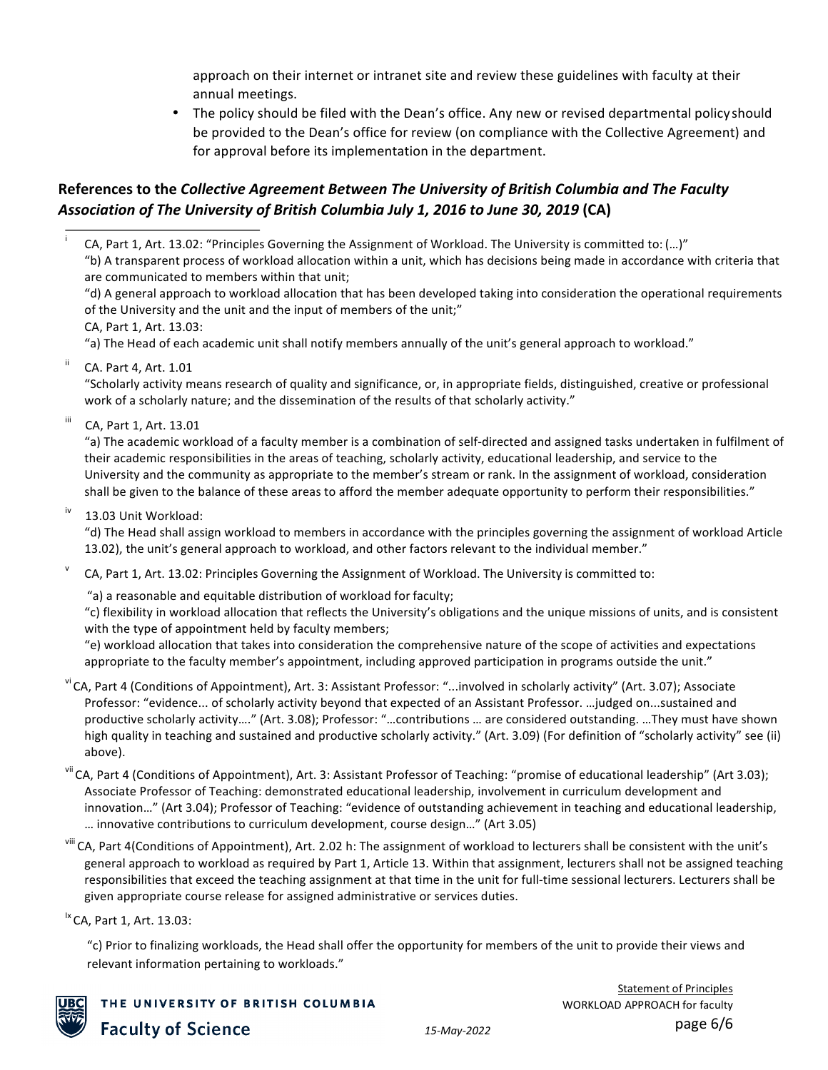approach on their internet or intranet site and review these guidelines with faculty at their annual meetings.

- The policy should be filed with the Dean's office. Any new or revised departmental policy should be provided to the Dean's office for review (on compliance with the Collective Agreement) and for approval before its implementation in the department.

## References to the *Collective Agreement Between The University of British Columbia and The Faculty Association of The University of British Columbia July 1, 2016 to June 30, 2019* (CA)

[i] CA, Part 1, Art. 13.02: "Principles Governing the Assignment of Workload. The University is committed to: (…)"
"b) A transparent process of workload allocation within a unit, which has decisions being made in accordance with criteria that are communicated to members within that unit;
"d) A general approach to workload allocation that has been developed taking into consideration the operational requirements of the University and the unit and the input of members of the unit;"
CA, Part 1, Art. 13.03:
"a) The Head of each academic unit shall notify members annually of the unit's general approach to workload."

[ii] CA. Part 4, Art. 1.01
"Scholarly activity means research of quality and significance, or, in appropriate fields, distinguished, creative or professional work of a scholarly nature; and the dissemination of the results of that scholarly activity."

[iii] CA, Part 1, Art. 13.01
"a) The academic workload of a faculty member is a combination of self-directed and assigned tasks undertaken in fulfilment of their academic responsibilities in the areas of teaching, scholarly activity, educational leadership, and service to the University and the community as appropriate to the member's stream or rank. In the assignment of workload, consideration shall be given to the balance of these areas to afford the member adequate opportunity to perform their responsibilities."

[iv] 13.03 Unit Workload:
"d) The Head shall assign workload to members in accordance with the principles governing the assignment of workload Article 13.02), the unit's general approach to workload, and other factors relevant to the individual member."

[v] CA, Part 1, Art. 13.02: Principles Governing the Assignment of Workload. The University is committed to:
"a) a reasonable and equitable distribution of workload for faculty;
"c) flexibility in workload allocation that reflects the University's obligations and the unique missions of units, and is consistent with the type of appointment held by faculty members;
"e) workload allocation that takes into consideration the comprehensive nature of the scope of activities and expectations appropriate to the faculty member's appointment, including approved participation in programs outside the unit."

[vi] CA, Part 4 (Conditions of Appointment), Art. 3: Assistant Professor: "...involved in scholarly activity" (Art. 3.07); Associate Professor: "evidence... of scholarly activity beyond that expected of an Assistant Professor. …judged on...sustained and productive scholarly activity…." (Art. 3.08); Professor: "…contributions … are considered outstanding. …They must have shown high quality in teaching and sustained and productive scholarly activity." (Art. 3.09) (For definition of "scholarly activity" see (ii) above).

[vii] CA, Part 4 (Conditions of Appointment), Art. 3: Assistant Professor of Teaching: "promise of educational leadership" (Art 3.03); Associate Professor of Teaching: demonstrated educational leadership, involvement in curriculum development and innovation…" (Art 3.04); Professor of Teaching: "evidence of outstanding achievement in teaching and educational leadership, … innovative contributions to curriculum development, course design…" (Art 3.05)

[viii] CA, Part 4(Conditions of Appointment), Art. 2.02 h: The assignment of workload to lecturers shall be consistent with the unit's general approach to workload as required by Part 1, Article 13. Within that assignment, lecturers shall not be assigned teaching responsibilities that exceed the teaching assignment at that time in the unit for full-time sessional lecturers. Lecturers shall be given appropriate course release for assigned administrative or services duties.

[ix] CA, Part 1, Art. 13.03:
"c) Prior to finalizing workloads, the Head shall offer the opportunity for members of the unit to provide their views and relevant information pertaining to workloads."